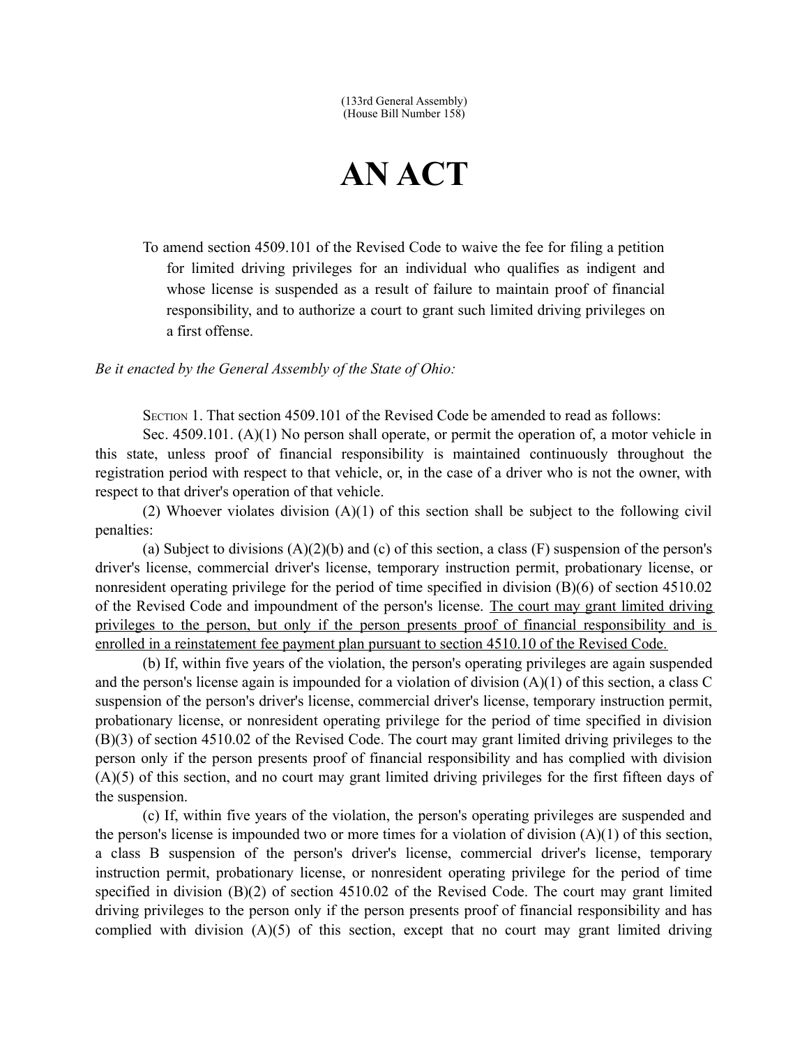(133rd General Assembly)
(House Bill Number 158)

# AN ACT

To amend section 4509.101 of the Revised Code to waive the fee for filing a petition for limited driving privileges for an individual who qualifies as indigent and whose license is suspended as a result of failure to maintain proof of financial responsibility, and to authorize a court to grant such limited driving privileges on a first offense.

*Be it enacted by the General Assembly of the State of Ohio:*

SECTION 1. That section 4509.101 of the Revised Code be amended to read as follows:

Sec. 4509.101. (A)(1) No person shall operate, or permit the operation of, a motor vehicle in this state, unless proof of financial responsibility is maintained continuously throughout the registration period with respect to that vehicle, or, in the case of a driver who is not the owner, with respect to that driver's operation of that vehicle.

(2) Whoever violates division (A)(1) of this section shall be subject to the following civil penalties:

(a) Subject to divisions (A)(2)(b) and (c) of this section, a class (F) suspension of the person's driver's license, commercial driver's license, temporary instruction permit, probationary license, or nonresident operating privilege for the period of time specified in division (B)(6) of section 4510.02 of the Revised Code and impoundment of the person's license. <u>The court may grant limited driving privileges to the person, but only if the person presents proof of financial responsibility and is enrolled in a reinstatement fee payment plan pursuant to section 4510.10 of the Revised Code.</u>

(b) If, within five years of the violation, the person's operating privileges are again suspended and the person's license again is impounded for a violation of division (A)(1) of this section, a class C suspension of the person's driver's license, commercial driver's license, temporary instruction permit, probationary license, or nonresident operating privilege for the period of time specified in division (B)(3) of section 4510.02 of the Revised Code. The court may grant limited driving privileges to the person only if the person presents proof of financial responsibility and has complied with division (A)(5) of this section, and no court may grant limited driving privileges for the first fifteen days of the suspension.

(c) If, within five years of the violation, the person's operating privileges are suspended and the person's license is impounded two or more times for a violation of division (A)(1) of this section, a class B suspension of the person's driver's license, commercial driver's license, temporary instruction permit, probationary license, or nonresident operating privilege for the period of time specified in division (B)(2) of section 4510.02 of the Revised Code. The court may grant limited driving privileges to the person only if the person presents proof of financial responsibility and has complied with division (A)(5) of this section, except that no court may grant limited driving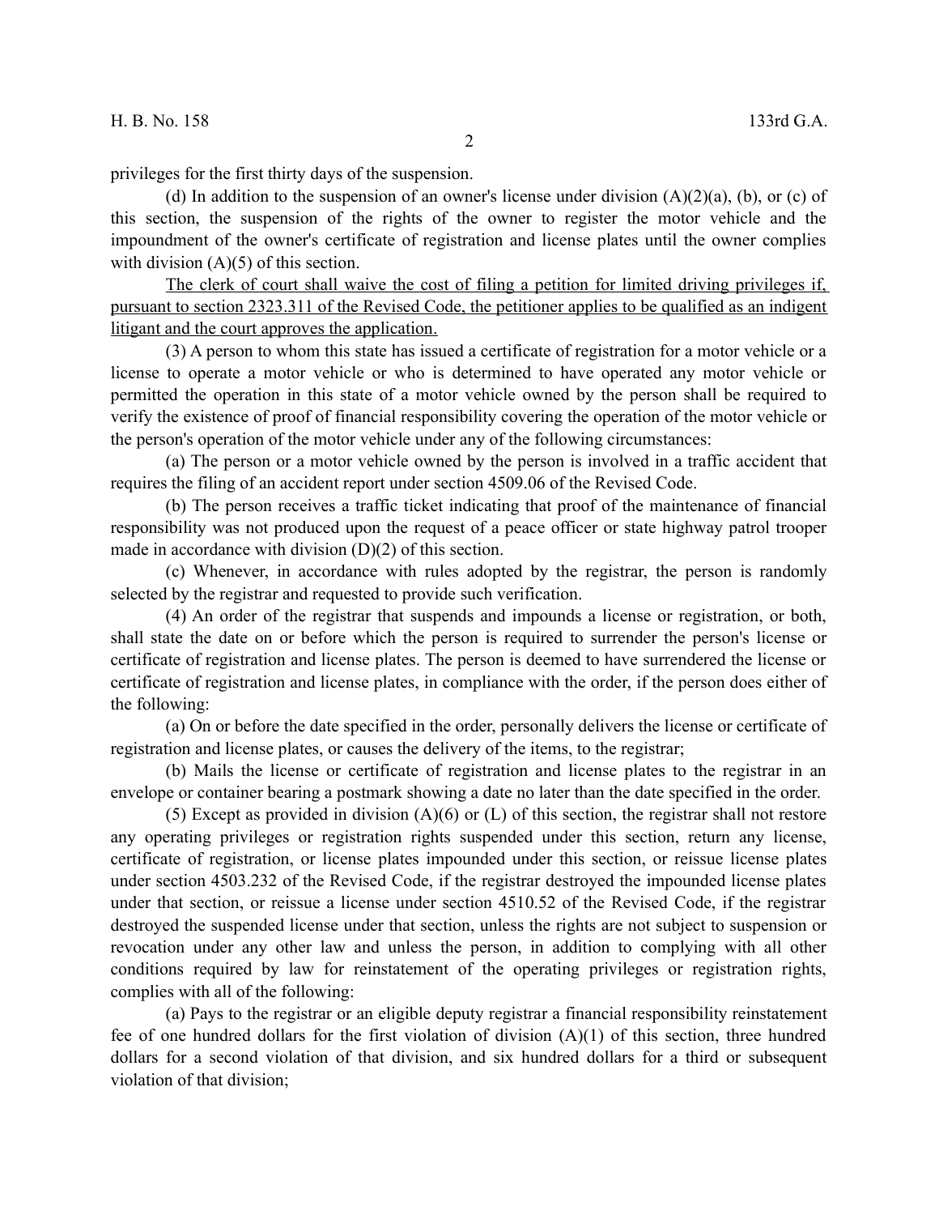privileges for the first thirty days of the suspension.

(d) In addition to the suspension of an owner's license under division (A)(2)(a), (b), or (c) of this section, the suspension of the rights of the owner to register the motor vehicle and the impoundment of the owner's certificate of registration and license plates until the owner complies with division (A)(5) of this section.

<u>The clerk of court shall waive the cost of filing a petition for limited driving privileges if, pursuant to section 2323.311 of the Revised Code, the petitioner applies to be qualified as an indigent litigant and the court approves the application.</u>

(3) A person to whom this state has issued a certificate of registration for a motor vehicle or a license to operate a motor vehicle or who is determined to have operated any motor vehicle or permitted the operation in this state of a motor vehicle owned by the person shall be required to verify the existence of proof of financial responsibility covering the operation of the motor vehicle or the person's operation of the motor vehicle under any of the following circumstances:

(a) The person or a motor vehicle owned by the person is involved in a traffic accident that requires the filing of an accident report under section 4509.06 of the Revised Code.

(b) The person receives a traffic ticket indicating that proof of the maintenance of financial responsibility was not produced upon the request of a peace officer or state highway patrol trooper made in accordance with division (D)(2) of this section.

(c) Whenever, in accordance with rules adopted by the registrar, the person is randomly selected by the registrar and requested to provide such verification.

(4) An order of the registrar that suspends and impounds a license or registration, or both, shall state the date on or before which the person is required to surrender the person's license or certificate of registration and license plates. The person is deemed to have surrendered the license or certificate of registration and license plates, in compliance with the order, if the person does either of the following:

(a) On or before the date specified in the order, personally delivers the license or certificate of registration and license plates, or causes the delivery of the items, to the registrar;

(b) Mails the license or certificate of registration and license plates to the registrar in an envelope or container bearing a postmark showing a date no later than the date specified in the order.

(5) Except as provided in division (A)(6) or (L) of this section, the registrar shall not restore any operating privileges or registration rights suspended under this section, return any license, certificate of registration, or license plates impounded under this section, or reissue license plates under section 4503.232 of the Revised Code, if the registrar destroyed the impounded license plates under that section, or reissue a license under section 4510.52 of the Revised Code, if the registrar destroyed the suspended license under that section, unless the rights are not subject to suspension or revocation under any other law and unless the person, in addition to complying with all other conditions required by law for reinstatement of the operating privileges or registration rights, complies with all of the following:

(a) Pays to the registrar or an eligible deputy registrar a financial responsibility reinstatement fee of one hundred dollars for the first violation of division (A)(1) of this section, three hundred dollars for a second violation of that division, and six hundred dollars for a third or subsequent violation of that division;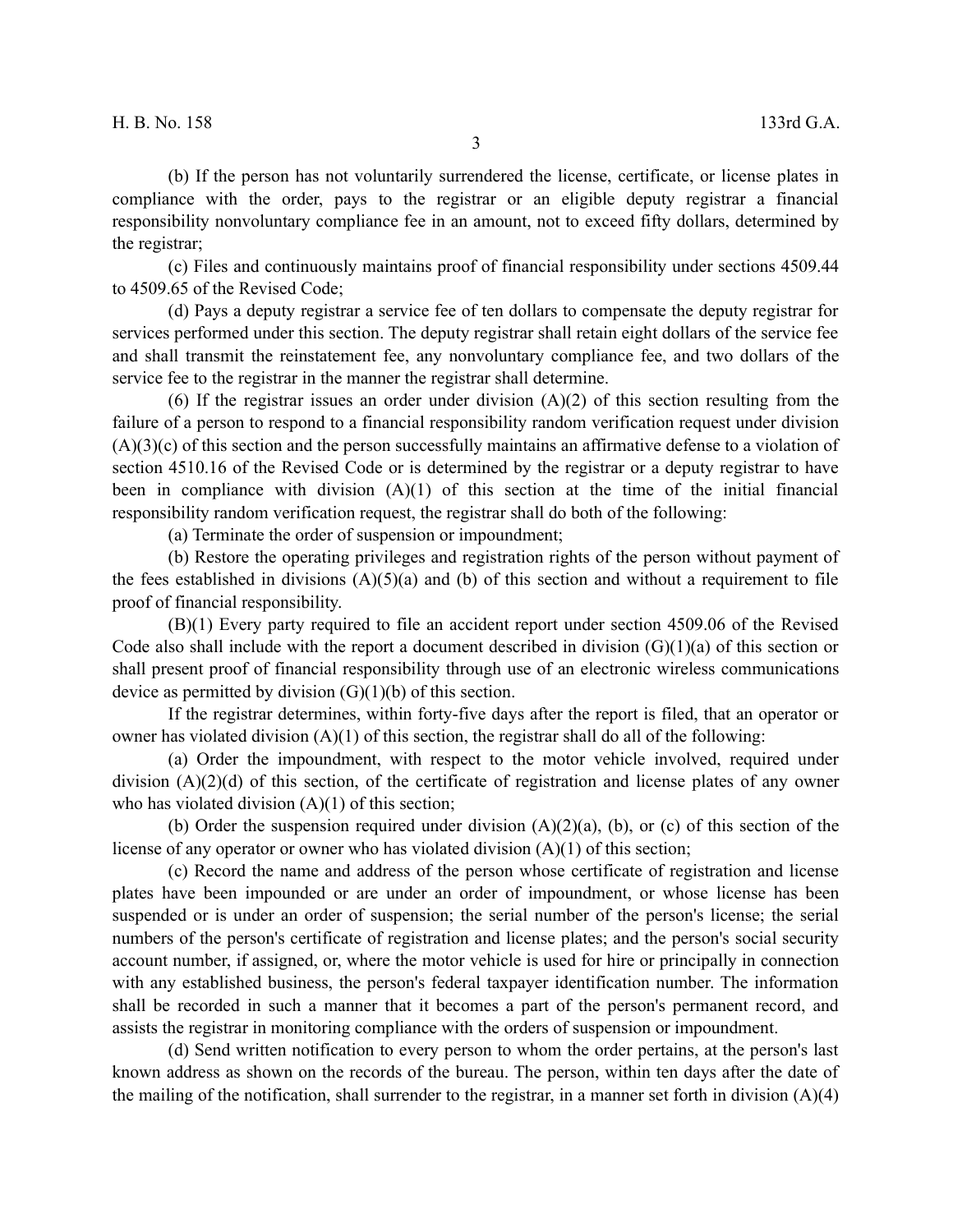(b) If the person has not voluntarily surrendered the license, certificate, or license plates in compliance with the order, pays to the registrar or an eligible deputy registrar a financial responsibility nonvoluntary compliance fee in an amount, not to exceed fifty dollars, determined by the registrar;

(c) Files and continuously maintains proof of financial responsibility under sections 4509.44 to 4509.65 of the Revised Code;

(d) Pays a deputy registrar a service fee of ten dollars to compensate the deputy registrar for services performed under this section. The deputy registrar shall retain eight dollars of the service fee and shall transmit the reinstatement fee, any nonvoluntary compliance fee, and two dollars of the service fee to the registrar in the manner the registrar shall determine.

(6) If the registrar issues an order under division (A)(2) of this section resulting from the failure of a person to respond to a financial responsibility random verification request under division (A)(3)(c) of this section and the person successfully maintains an affirmative defense to a violation of section 4510.16 of the Revised Code or is determined by the registrar or a deputy registrar to have been in compliance with division (A)(1) of this section at the time of the initial financial responsibility random verification request, the registrar shall do both of the following:

(a) Terminate the order of suspension or impoundment;

(b) Restore the operating privileges and registration rights of the person without payment of the fees established in divisions (A)(5)(a) and (b) of this section and without a requirement to file proof of financial responsibility.

(B)(1) Every party required to file an accident report under section 4509.06 of the Revised Code also shall include with the report a document described in division (G)(1)(a) of this section or shall present proof of financial responsibility through use of an electronic wireless communications device as permitted by division (G)(1)(b) of this section.

If the registrar determines, within forty-five days after the report is filed, that an operator or owner has violated division (A)(1) of this section, the registrar shall do all of the following:

(a) Order the impoundment, with respect to the motor vehicle involved, required under division (A)(2)(d) of this section, of the certificate of registration and license plates of any owner who has violated division (A)(1) of this section;

(b) Order the suspension required under division (A)(2)(a), (b), or (c) of this section of the license of any operator or owner who has violated division (A)(1) of this section;

(c) Record the name and address of the person whose certificate of registration and license plates have been impounded or are under an order of impoundment, or whose license has been suspended or is under an order of suspension; the serial number of the person's license; the serial numbers of the person's certificate of registration and license plates; and the person's social security account number, if assigned, or, where the motor vehicle is used for hire or principally in connection with any established business, the person's federal taxpayer identification number. The information shall be recorded in such a manner that it becomes a part of the person's permanent record, and assists the registrar in monitoring compliance with the orders of suspension or impoundment.

(d) Send written notification to every person to whom the order pertains, at the person's last known address as shown on the records of the bureau. The person, within ten days after the date of the mailing of the notification, shall surrender to the registrar, in a manner set forth in division (A)(4)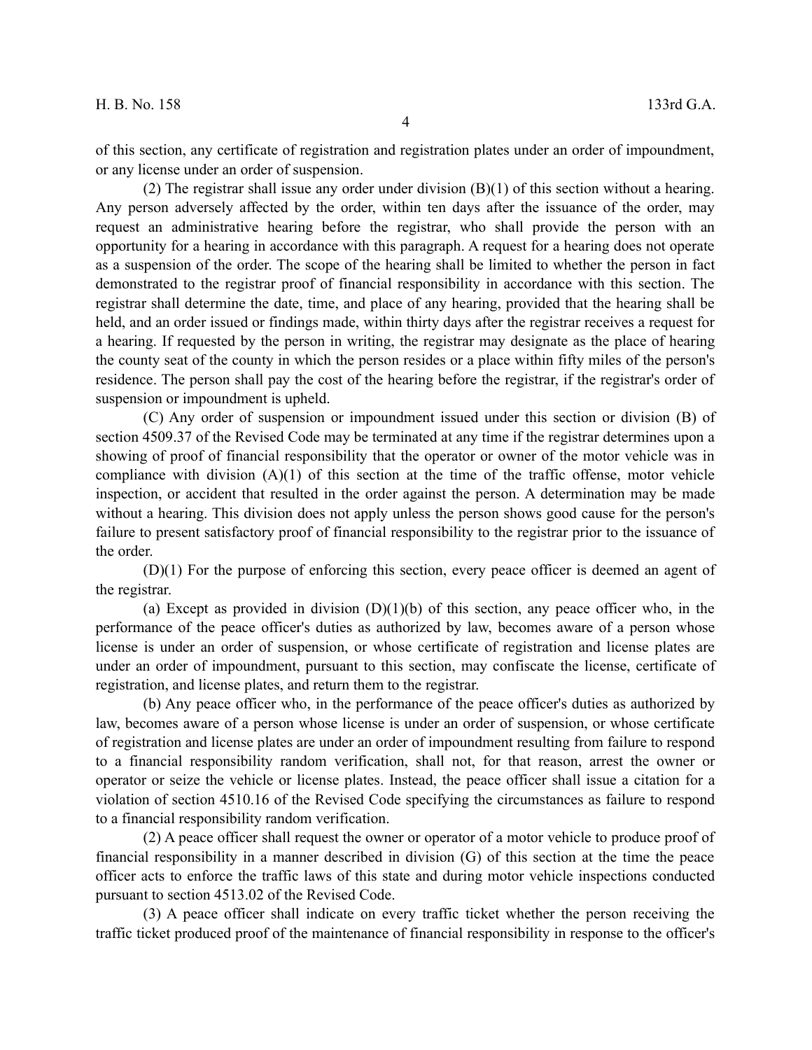of this section, any certificate of registration and registration plates under an order of impoundment, or any license under an order of suspension.

(2) The registrar shall issue any order under division (B)(1) of this section without a hearing. Any person adversely affected by the order, within ten days after the issuance of the order, may request an administrative hearing before the registrar, who shall provide the person with an opportunity for a hearing in accordance with this paragraph. A request for a hearing does not operate as a suspension of the order. The scope of the hearing shall be limited to whether the person in fact demonstrated to the registrar proof of financial responsibility in accordance with this section. The registrar shall determine the date, time, and place of any hearing, provided that the hearing shall be held, and an order issued or findings made, within thirty days after the registrar receives a request for a hearing. If requested by the person in writing, the registrar may designate as the place of hearing the county seat of the county in which the person resides or a place within fifty miles of the person's residence. The person shall pay the cost of the hearing before the registrar, if the registrar's order of suspension or impoundment is upheld.

(C) Any order of suspension or impoundment issued under this section or division (B) of section 4509.37 of the Revised Code may be terminated at any time if the registrar determines upon a showing of proof of financial responsibility that the operator or owner of the motor vehicle was in compliance with division (A)(1) of this section at the time of the traffic offense, motor vehicle inspection, or accident that resulted in the order against the person. A determination may be made without a hearing. This division does not apply unless the person shows good cause for the person's failure to present satisfactory proof of financial responsibility to the registrar prior to the issuance of the order.

(D)(1) For the purpose of enforcing this section, every peace officer is deemed an agent of the registrar.

(a) Except as provided in division (D)(1)(b) of this section, any peace officer who, in the performance of the peace officer's duties as authorized by law, becomes aware of a person whose license is under an order of suspension, or whose certificate of registration and license plates are under an order of impoundment, pursuant to this section, may confiscate the license, certificate of registration, and license plates, and return them to the registrar.

(b) Any peace officer who, in the performance of the peace officer's duties as authorized by law, becomes aware of a person whose license is under an order of suspension, or whose certificate of registration and license plates are under an order of impoundment resulting from failure to respond to a financial responsibility random verification, shall not, for that reason, arrest the owner or operator or seize the vehicle or license plates. Instead, the peace officer shall issue a citation for a violation of section 4510.16 of the Revised Code specifying the circumstances as failure to respond to a financial responsibility random verification.

(2) A peace officer shall request the owner or operator of a motor vehicle to produce proof of financial responsibility in a manner described in division (G) of this section at the time the peace officer acts to enforce the traffic laws of this state and during motor vehicle inspections conducted pursuant to section 4513.02 of the Revised Code.

(3) A peace officer shall indicate on every traffic ticket whether the person receiving the traffic ticket produced proof of the maintenance of financial responsibility in response to the officer's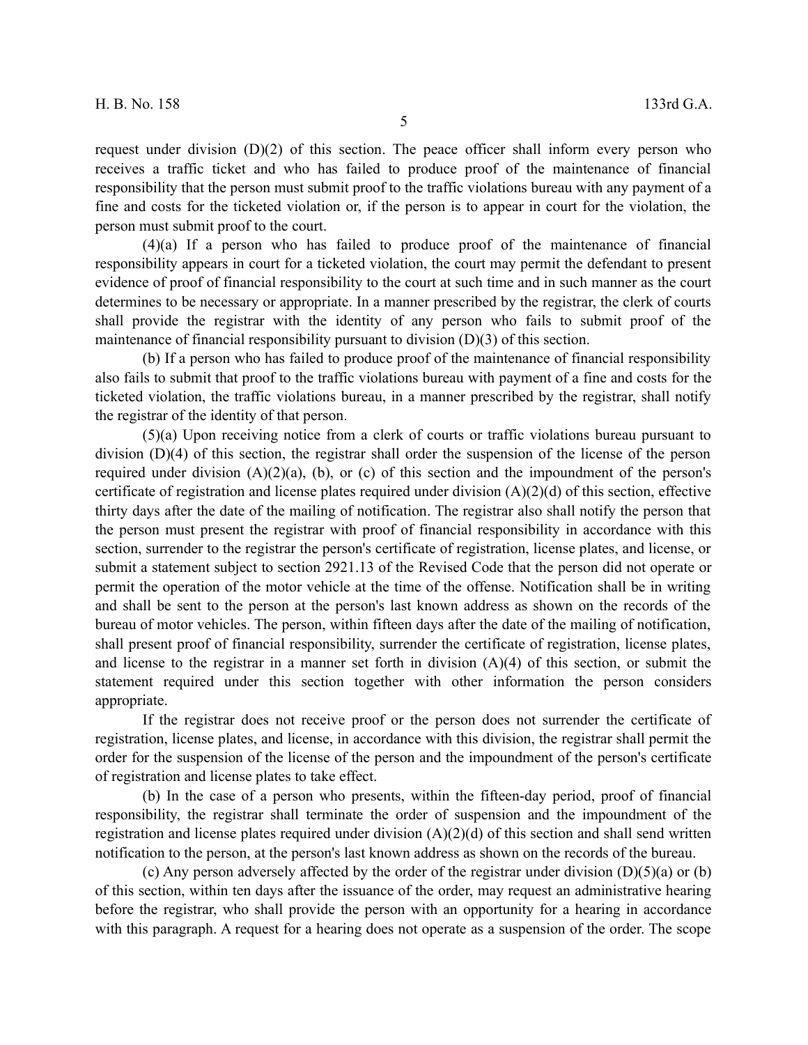request under division (D)(2) of this section. The peace officer shall inform every person who receives a traffic ticket and who has failed to produce proof of the maintenance of financial responsibility that the person must submit proof to the traffic violations bureau with any payment of a fine and costs for the ticketed violation or, if the person is to appear in court for the violation, the person must submit proof to the court.

(4)(a) If a person who has failed to produce proof of the maintenance of financial responsibility appears in court for a ticketed violation, the court may permit the defendant to present evidence of proof of financial responsibility to the court at such time and in such manner as the court determines to be necessary or appropriate. In a manner prescribed by the registrar, the clerk of courts shall provide the registrar with the identity of any person who fails to submit proof of the maintenance of financial responsibility pursuant to division (D)(3) of this section.

(b) If a person who has failed to produce proof of the maintenance of financial responsibility also fails to submit that proof to the traffic violations bureau with payment of a fine and costs for the ticketed violation, the traffic violations bureau, in a manner prescribed by the registrar, shall notify the registrar of the identity of that person.

(5)(a) Upon receiving notice from a clerk of courts or traffic violations bureau pursuant to division (D)(4) of this section, the registrar shall order the suspension of the license of the person required under division (A)(2)(a), (b), or (c) of this section and the impoundment of the person's certificate of registration and license plates required under division (A)(2)(d) of this section, effective thirty days after the date of the mailing of notification. The registrar also shall notify the person that the person must present the registrar with proof of financial responsibility in accordance with this section, surrender to the registrar the person's certificate of registration, license plates, and license, or submit a statement subject to section 2921.13 of the Revised Code that the person did not operate or permit the operation of the motor vehicle at the time of the offense. Notification shall be in writing and shall be sent to the person at the person's last known address as shown on the records of the bureau of motor vehicles. The person, within fifteen days after the date of the mailing of notification, shall present proof of financial responsibility, surrender the certificate of registration, license plates, and license to the registrar in a manner set forth in division (A)(4) of this section, or submit the statement required under this section together with other information the person considers appropriate.

If the registrar does not receive proof or the person does not surrender the certificate of registration, license plates, and license, in accordance with this division, the registrar shall permit the order for the suspension of the license of the person and the impoundment of the person's certificate of registration and license plates to take effect.

(b) In the case of a person who presents, within the fifteen-day period, proof of financial responsibility, the registrar shall terminate the order of suspension and the impoundment of the registration and license plates required under division (A)(2)(d) of this section and shall send written notification to the person, at the person's last known address as shown on the records of the bureau.

(c) Any person adversely affected by the order of the registrar under division (D)(5)(a) or (b) of this section, within ten days after the issuance of the order, may request an administrative hearing before the registrar, who shall provide the person with an opportunity for a hearing in accordance with this paragraph. A request for a hearing does not operate as a suspension of the order. The scope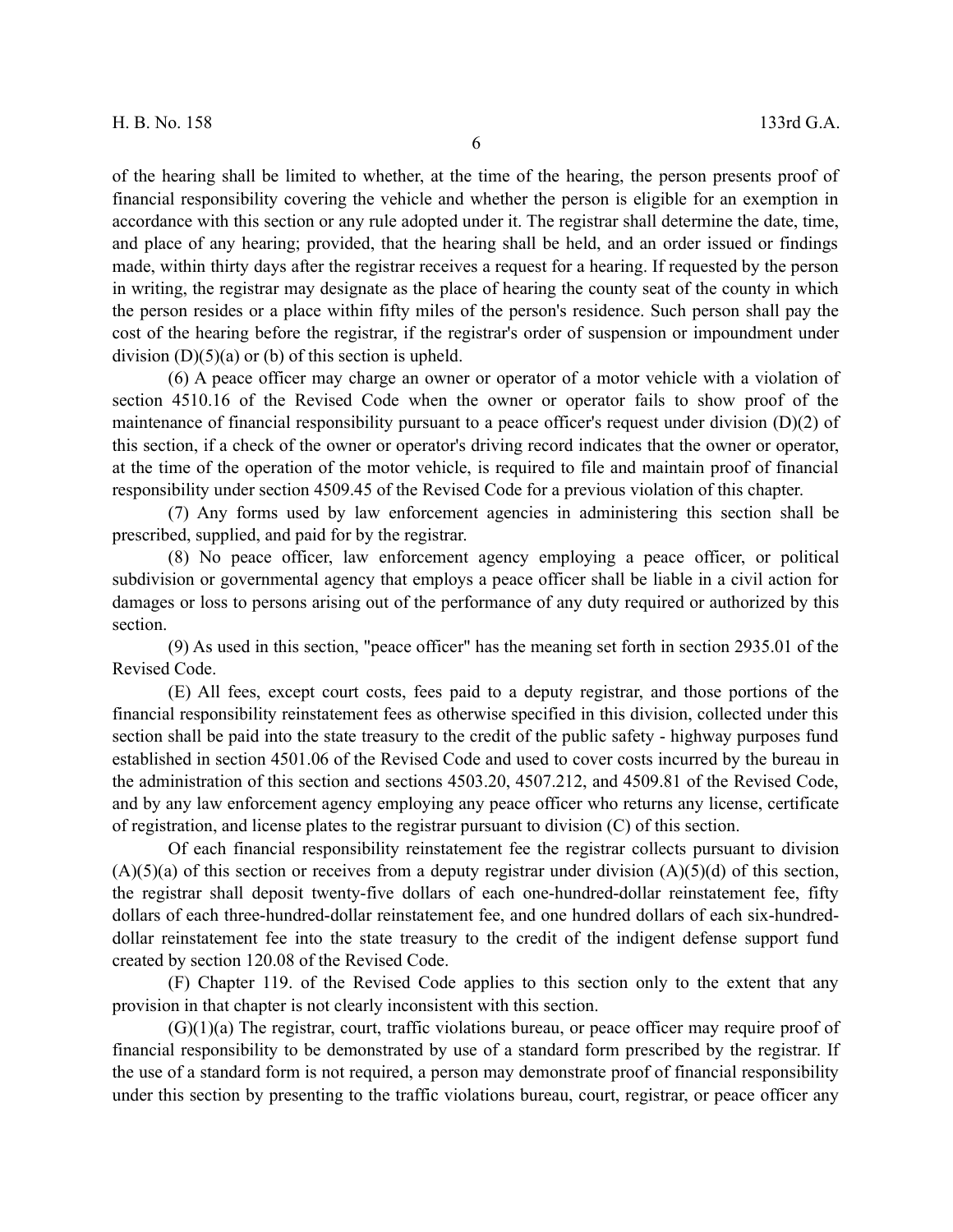of the hearing shall be limited to whether, at the time of the hearing, the person presents proof of financial responsibility covering the vehicle and whether the person is eligible for an exemption in accordance with this section or any rule adopted under it. The registrar shall determine the date, time, and place of any hearing; provided, that the hearing shall be held, and an order issued or findings made, within thirty days after the registrar receives a request for a hearing. If requested by the person in writing, the registrar may designate as the place of hearing the county seat of the county in which the person resides or a place within fifty miles of the person's residence. Such person shall pay the cost of the hearing before the registrar, if the registrar's order of suspension or impoundment under division (D)(5)(a) or (b) of this section is upheld.

(6) A peace officer may charge an owner or operator of a motor vehicle with a violation of section 4510.16 of the Revised Code when the owner or operator fails to show proof of the maintenance of financial responsibility pursuant to a peace officer's request under division (D)(2) of this section, if a check of the owner or operator's driving record indicates that the owner or operator, at the time of the operation of the motor vehicle, is required to file and maintain proof of financial responsibility under section 4509.45 of the Revised Code for a previous violation of this chapter.

(7) Any forms used by law enforcement agencies in administering this section shall be prescribed, supplied, and paid for by the registrar.

(8) No peace officer, law enforcement agency employing a peace officer, or political subdivision or governmental agency that employs a peace officer shall be liable in a civil action for damages or loss to persons arising out of the performance of any duty required or authorized by this section.

(9) As used in this section, "peace officer" has the meaning set forth in section 2935.01 of the Revised Code.

(E) All fees, except court costs, fees paid to a deputy registrar, and those portions of the financial responsibility reinstatement fees as otherwise specified in this division, collected under this section shall be paid into the state treasury to the credit of the public safety - highway purposes fund established in section 4501.06 of the Revised Code and used to cover costs incurred by the bureau in the administration of this section and sections 4503.20, 4507.212, and 4509.81 of the Revised Code, and by any law enforcement agency employing any peace officer who returns any license, certificate of registration, and license plates to the registrar pursuant to division (C) of this section.

Of each financial responsibility reinstatement fee the registrar collects pursuant to division (A)(5)(a) of this section or receives from a deputy registrar under division (A)(5)(d) of this section, the registrar shall deposit twenty-five dollars of each one-hundred-dollar reinstatement fee, fifty dollars of each three-hundred-dollar reinstatement fee, and one hundred dollars of each six-hundred-dollar reinstatement fee into the state treasury to the credit of the indigent defense support fund created by section 120.08 of the Revised Code.

(F) Chapter 119. of the Revised Code applies to this section only to the extent that any provision in that chapter is not clearly inconsistent with this section.

(G)(1)(a) The registrar, court, traffic violations bureau, or peace officer may require proof of financial responsibility to be demonstrated by use of a standard form prescribed by the registrar. If the use of a standard form is not required, a person may demonstrate proof of financial responsibility under this section by presenting to the traffic violations bureau, court, registrar, or peace officer any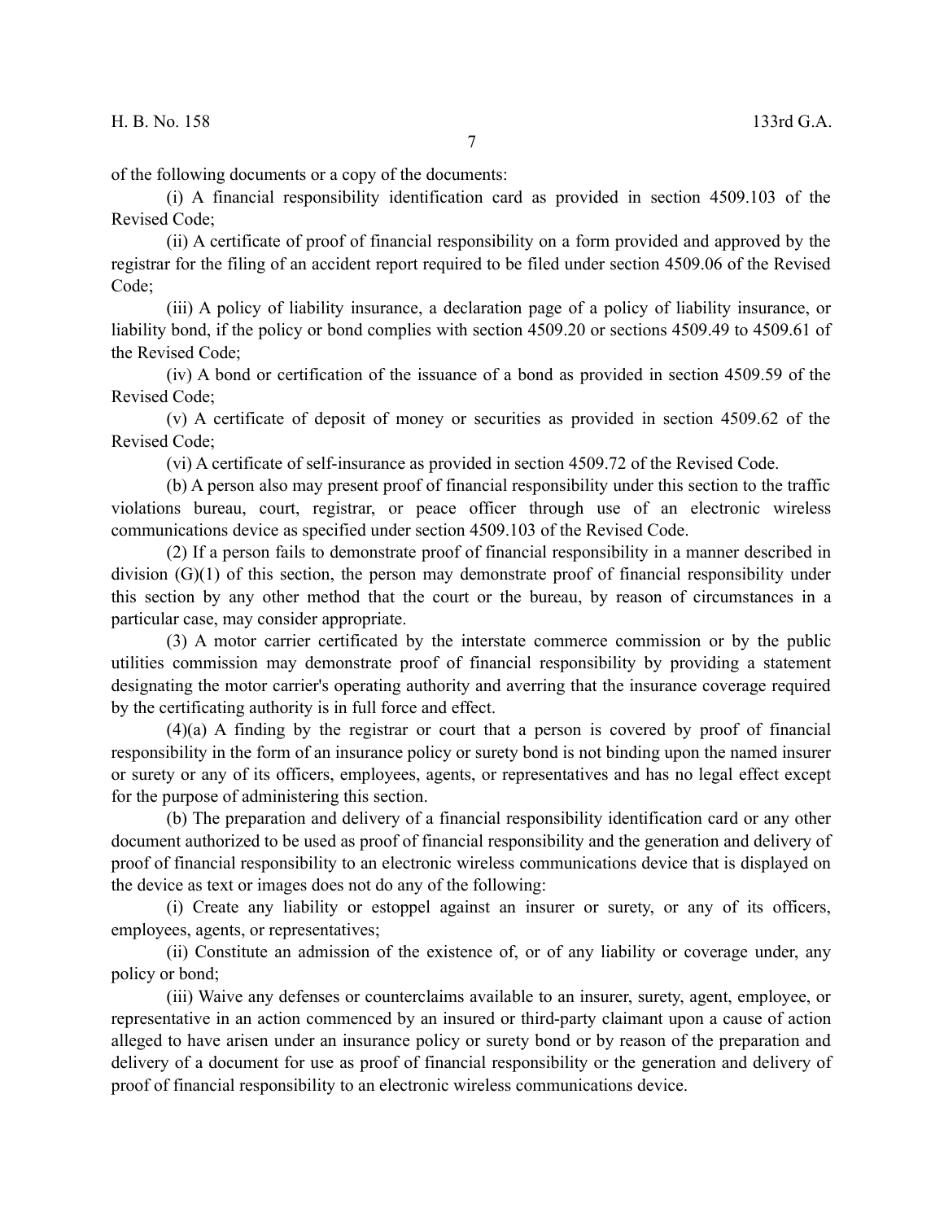of the following documents or a copy of the documents:

(i) A financial responsibility identification card as provided in section 4509.103 of the Revised Code;

(ii) A certificate of proof of financial responsibility on a form provided and approved by the registrar for the filing of an accident report required to be filed under section 4509.06 of the Revised Code;

(iii) A policy of liability insurance, a declaration page of a policy of liability insurance, or liability bond, if the policy or bond complies with section 4509.20 or sections 4509.49 to 4509.61 of the Revised Code;

(iv) A bond or certification of the issuance of a bond as provided in section 4509.59 of the Revised Code;

(v) A certificate of deposit of money or securities as provided in section 4509.62 of the Revised Code;

(vi) A certificate of self-insurance as provided in section 4509.72 of the Revised Code.

(b) A person also may present proof of financial responsibility under this section to the traffic violations bureau, court, registrar, or peace officer through use of an electronic wireless communications device as specified under section 4509.103 of the Revised Code.

(2) If a person fails to demonstrate proof of financial responsibility in a manner described in division (G)(1) of this section, the person may demonstrate proof of financial responsibility under this section by any other method that the court or the bureau, by reason of circumstances in a particular case, may consider appropriate.

(3) A motor carrier certificated by the interstate commerce commission or by the public utilities commission may demonstrate proof of financial responsibility by providing a statement designating the motor carrier's operating authority and averring that the insurance coverage required by the certificating authority is in full force and effect.

(4)(a) A finding by the registrar or court that a person is covered by proof of financial responsibility in the form of an insurance policy or surety bond is not binding upon the named insurer or surety or any of its officers, employees, agents, or representatives and has no legal effect except for the purpose of administering this section.

(b) The preparation and delivery of a financial responsibility identification card or any other document authorized to be used as proof of financial responsibility and the generation and delivery of proof of financial responsibility to an electronic wireless communications device that is displayed on the device as text or images does not do any of the following:

(i) Create any liability or estoppel against an insurer or surety, or any of its officers, employees, agents, or representatives;

(ii) Constitute an admission of the existence of, or of any liability or coverage under, any policy or bond;

(iii) Waive any defenses or counterclaims available to an insurer, surety, agent, employee, or representative in an action commenced by an insured or third-party claimant upon a cause of action alleged to have arisen under an insurance policy or surety bond or by reason of the preparation and delivery of a document for use as proof of financial responsibility or the generation and delivery of proof of financial responsibility to an electronic wireless communications device.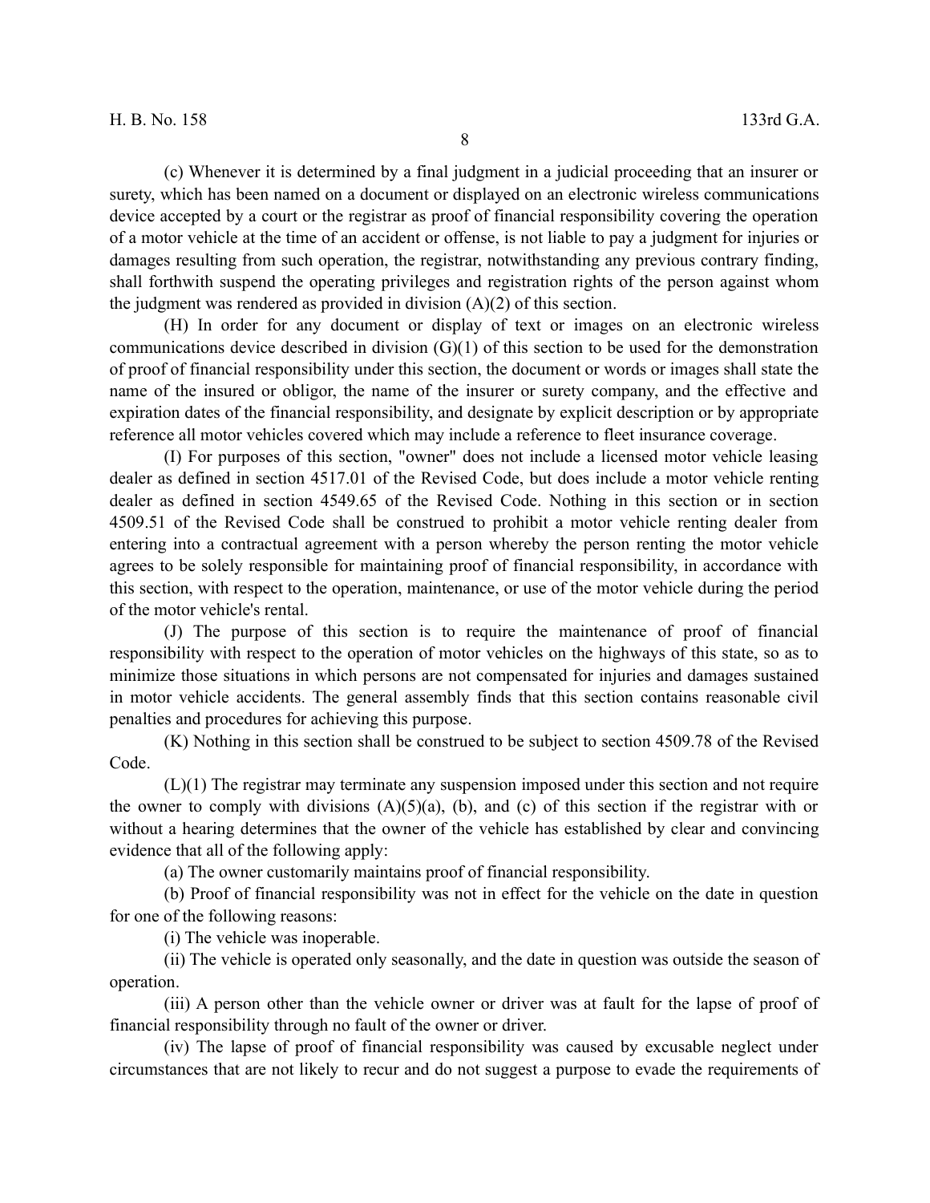(c) Whenever it is determined by a final judgment in a judicial proceeding that an insurer or surety, which has been named on a document or displayed on an electronic wireless communications device accepted by a court or the registrar as proof of financial responsibility covering the operation of a motor vehicle at the time of an accident or offense, is not liable to pay a judgment for injuries or damages resulting from such operation, the registrar, notwithstanding any previous contrary finding, shall forthwith suspend the operating privileges and registration rights of the person against whom the judgment was rendered as provided in division (A)(2) of this section.

(H) In order for any document or display of text or images on an electronic wireless communications device described in division (G)(1) of this section to be used for the demonstration of proof of financial responsibility under this section, the document or words or images shall state the name of the insured or obligor, the name of the insurer or surety company, and the effective and expiration dates of the financial responsibility, and designate by explicit description or by appropriate reference all motor vehicles covered which may include a reference to fleet insurance coverage.

(I) For purposes of this section, "owner" does not include a licensed motor vehicle leasing dealer as defined in section 4517.01 of the Revised Code, but does include a motor vehicle renting dealer as defined in section 4549.65 of the Revised Code. Nothing in this section or in section 4509.51 of the Revised Code shall be construed to prohibit a motor vehicle renting dealer from entering into a contractual agreement with a person whereby the person renting the motor vehicle agrees to be solely responsible for maintaining proof of financial responsibility, in accordance with this section, with respect to the operation, maintenance, or use of the motor vehicle during the period of the motor vehicle's rental.

(J) The purpose of this section is to require the maintenance of proof of financial responsibility with respect to the operation of motor vehicles on the highways of this state, so as to minimize those situations in which persons are not compensated for injuries and damages sustained in motor vehicle accidents. The general assembly finds that this section contains reasonable civil penalties and procedures for achieving this purpose.

(K) Nothing in this section shall be construed to be subject to section 4509.78 of the Revised Code.

(L)(1) The registrar may terminate any suspension imposed under this section and not require the owner to comply with divisions (A)(5)(a), (b), and (c) of this section if the registrar with or without a hearing determines that the owner of the vehicle has established by clear and convincing evidence that all of the following apply:

(a) The owner customarily maintains proof of financial responsibility.

(b) Proof of financial responsibility was not in effect for the vehicle on the date in question for one of the following reasons:

(i) The vehicle was inoperable.

(ii) The vehicle is operated only seasonally, and the date in question was outside the season of operation.

(iii) A person other than the vehicle owner or driver was at fault for the lapse of proof of financial responsibility through no fault of the owner or driver.

(iv) The lapse of proof of financial responsibility was caused by excusable neglect under circumstances that are not likely to recur and do not suggest a purpose to evade the requirements of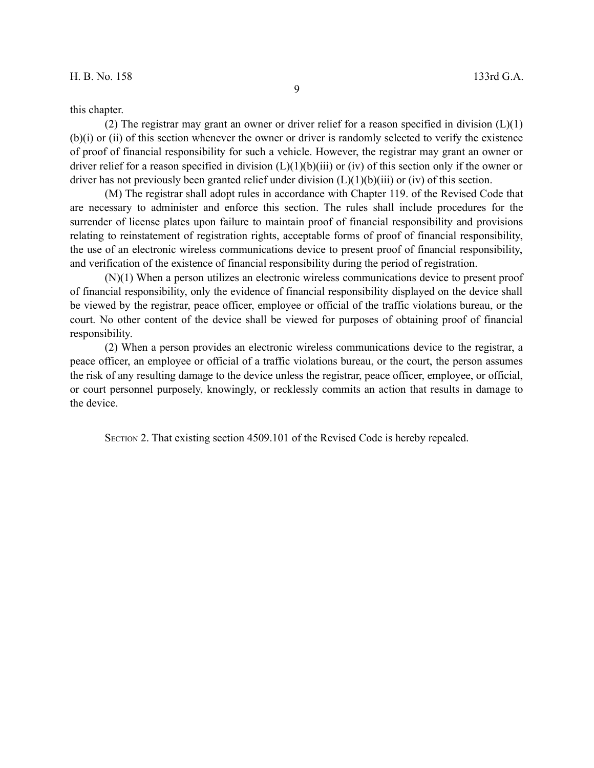this chapter.

(2) The registrar may grant an owner or driver relief for a reason specified in division (L)(1)(b)(i) or (ii) of this section whenever the owner or driver is randomly selected to verify the existence of proof of financial responsibility for such a vehicle. However, the registrar may grant an owner or driver relief for a reason specified in division (L)(1)(b)(iii) or (iv) of this section only if the owner or driver has not previously been granted relief under division (L)(1)(b)(iii) or (iv) of this section.

(M) The registrar shall adopt rules in accordance with Chapter 119. of the Revised Code that are necessary to administer and enforce this section. The rules shall include procedures for the surrender of license plates upon failure to maintain proof of financial responsibility and provisions relating to reinstatement of registration rights, acceptable forms of proof of financial responsibility, the use of an electronic wireless communications device to present proof of financial responsibility, and verification of the existence of financial responsibility during the period of registration.

(N)(1) When a person utilizes an electronic wireless communications device to present proof of financial responsibility, only the evidence of financial responsibility displayed on the device shall be viewed by the registrar, peace officer, employee or official of the traffic violations bureau, or the court. No other content of the device shall be viewed for purposes of obtaining proof of financial responsibility.

(2) When a person provides an electronic wireless communications device to the registrar, a peace officer, an employee or official of a traffic violations bureau, or the court, the person assumes the risk of any resulting damage to the device unless the registrar, peace officer, employee, or official, or court personnel purposely, knowingly, or recklessly commits an action that results in damage to the device.

SECTION 2. That existing section 4509.101 of the Revised Code is hereby repealed.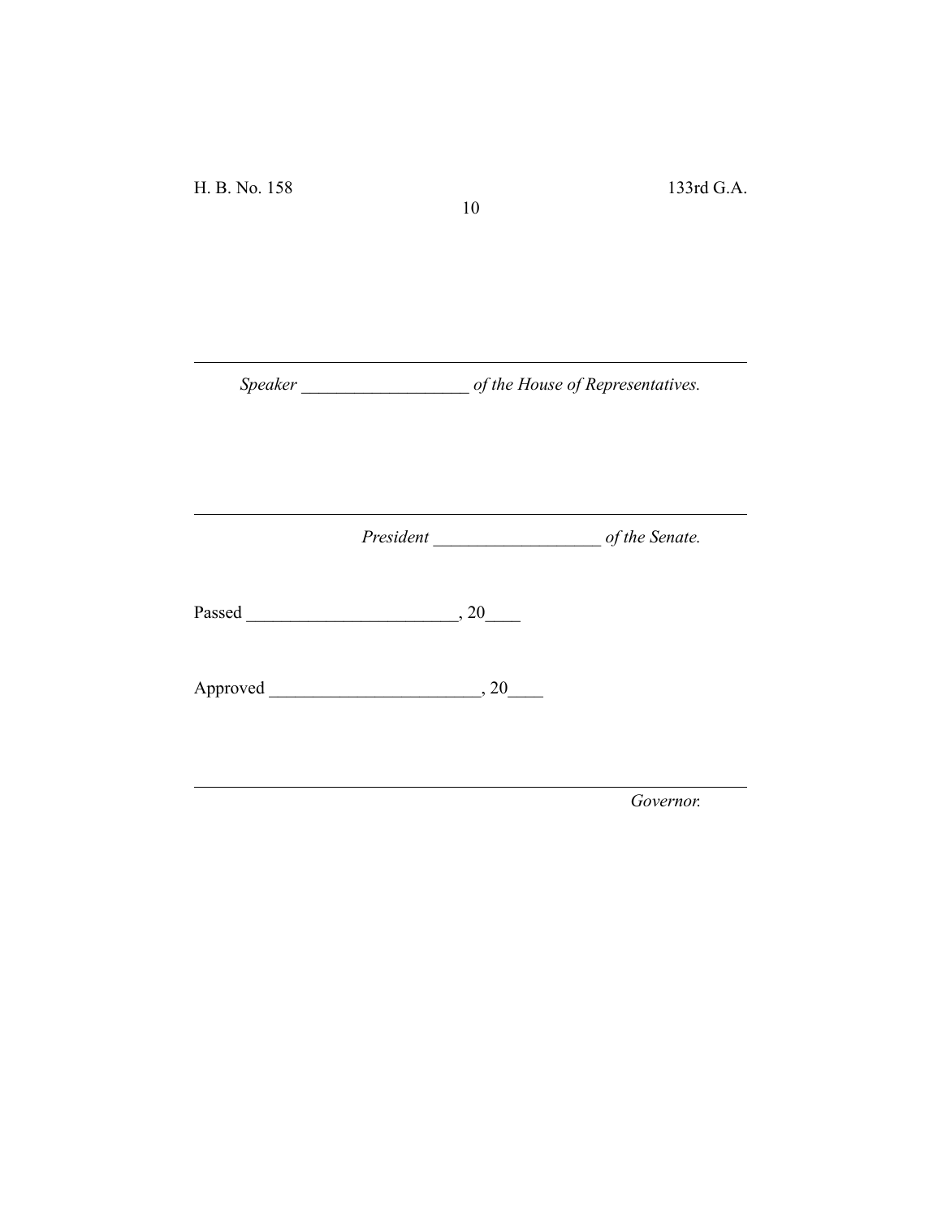---

*Speaker* ___________________ *of the House of Representatives.*

---

*President* ___________________ *of the Senate.*

Passed ________________________, 20____

Approved ________________________, 20____

---

*Governor.*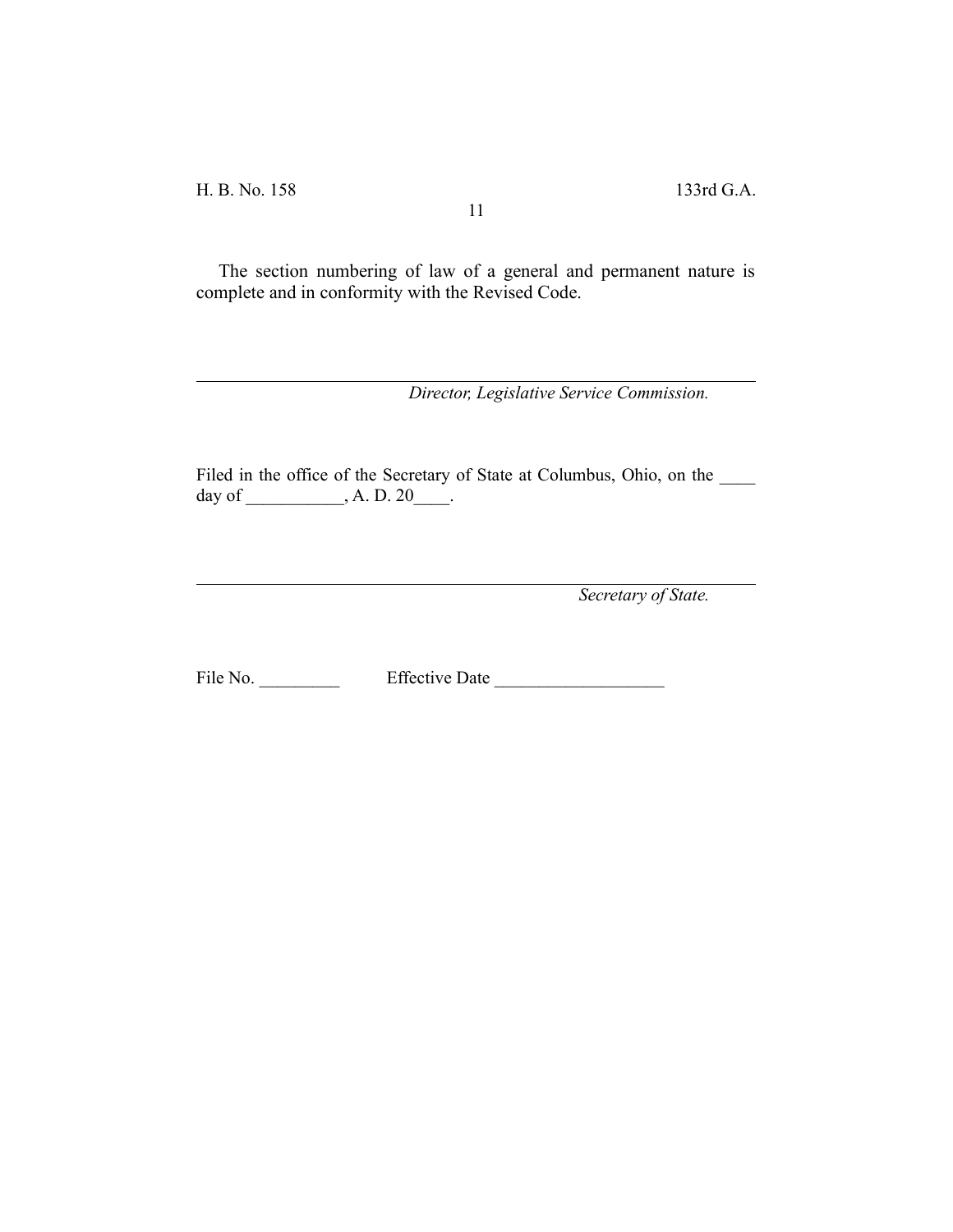The section numbering of law of a general and permanent nature is complete and in conformity with the Revised Code.

\_\_\_\_\_\_\_\_\_\_\_\_\_\_\_\_\_\_\_\_\_\_\_\_\_\_\_\_\_\_\_\_\_\_\_\_\_\_\_\_\_\_\_\_\_\_\_\_

*Director, Legislative Service Commission.*

Filed in the office of the Secretary of State at Columbus, Ohio, on the ____ day of ___________, A. D. 20____.

\_\_\_\_\_\_\_\_\_\_\_\_\_\_\_\_\_\_\_\_\_\_\_\_\_\_\_\_\_\_\_\_\_\_\_\_\_\_\_\_\_\_\_\_\_\_\_\_

*Secretary of State.*

File No. _________ Effective Date ___________________